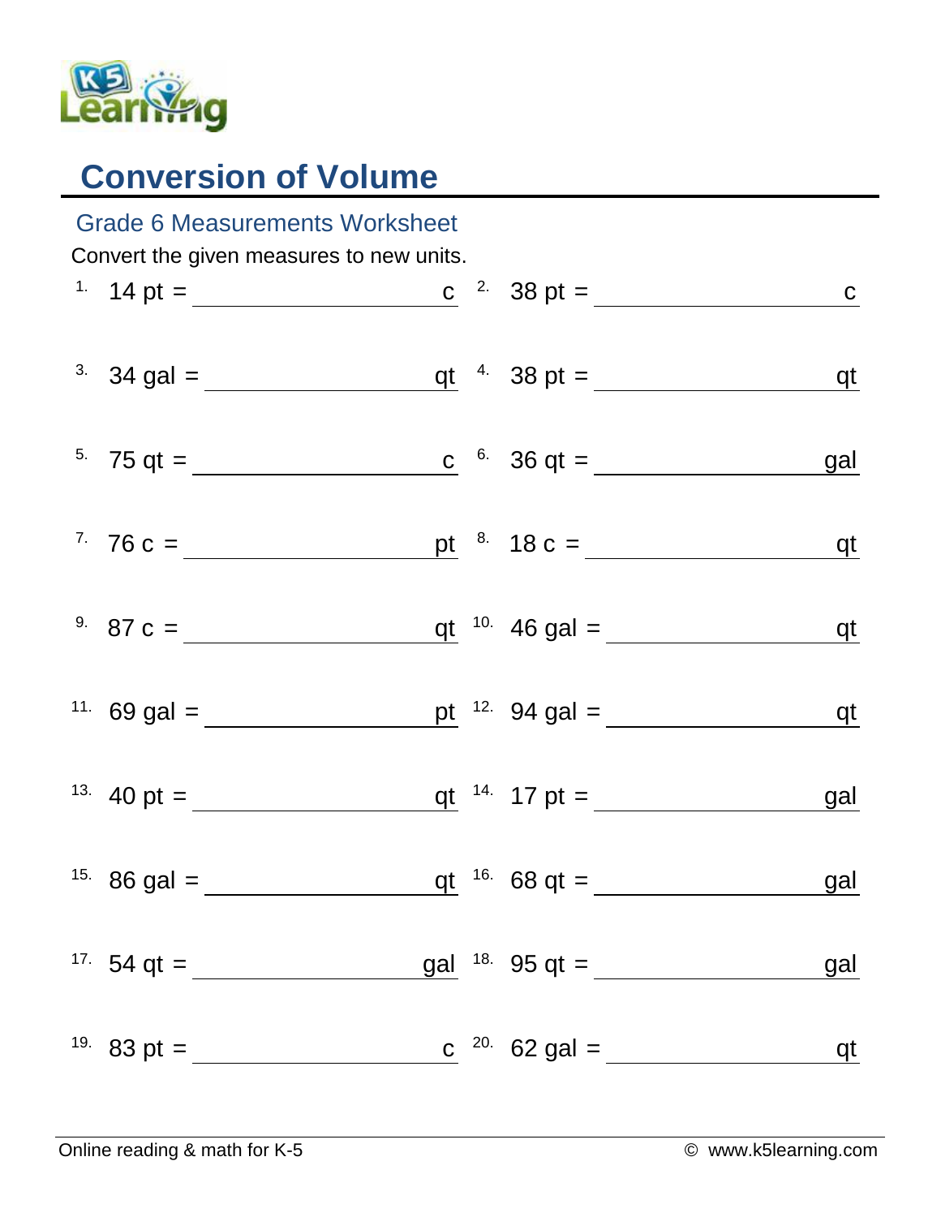# Conversion of Volume

## Grade 6 Measurements Worksheet

Convert the given measures to new units.

1. 14 pt = ______________ c
2. 38 pt = ______________ c
3. 34 gal = ______________ qt
4. 38 pt = ______________ qt
5. 75 qt = ______________ c
6. 36 qt = ______________ gal
7. 76 c = ______________ pt
8. 18 c = ______________ qt
9. 87 c = ______________ qt
10. 46 gal = ______________ qt
11. 69 gal = ______________ pt
12. 94 gal = ______________ qt
13. 40 pt = ______________ qt
14. 17 pt = ______________ gal
15. 86 gal = ______________ qt
16. 68 qt = ______________ gal
17. 54 qt = ______________ gal
18. 95 qt = ______________ gal
19. 83 pt = ______________ c
20. 62 gal = ______________ qt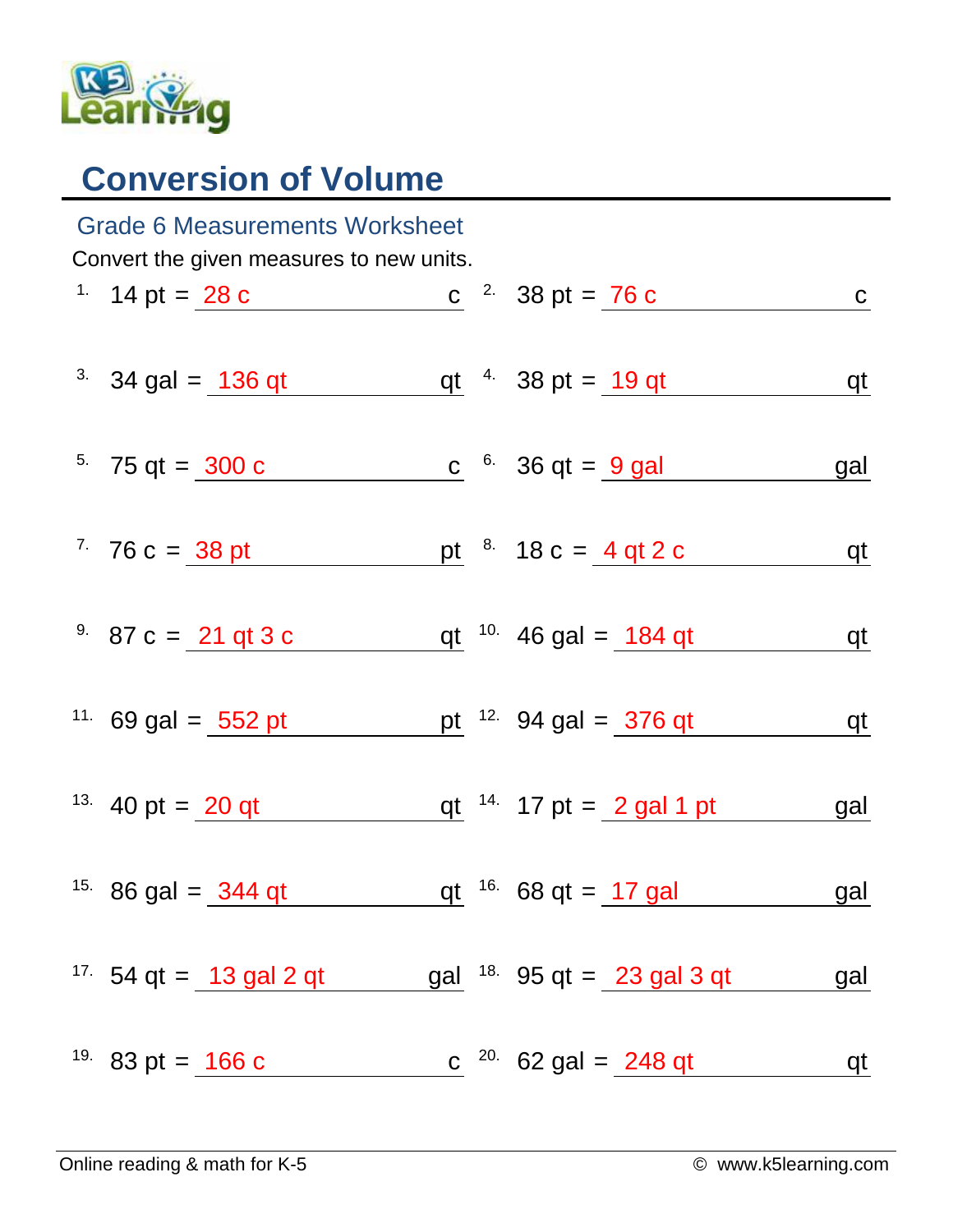# Conversion of Volume

## Grade 6 Measurements Worksheet

Convert the given measures to new units.

1. 14 pt = 28 c c
2. 38 pt = 76 c c
3. 34 gal = 136 qt qt
4. 38 pt = 19 qt qt
5. 75 qt = 300 c c
6. 36 qt = 9 gal gal
7. 76 c = 38 pt pt
8. 18 c = 4 qt 2 c qt
9. 87 c = 21 qt 3 c qt
10. 46 gal = 184 qt qt
11. 69 gal = 552 pt pt
12. 94 gal = 376 qt qt
13. 40 pt = 20 qt qt
14. 17 pt = 2 gal 1 pt gal
15. 86 gal = 344 qt qt
16. 68 qt = 17 gal gal
17. 54 qt = 13 gal 2 qt gal
18. 95 qt = 23 gal 3 qt gal
19. 83 pt = 166 c c
20. 62 gal = 248 qt qt

Online reading & math for K-5 © www.k5learning.com